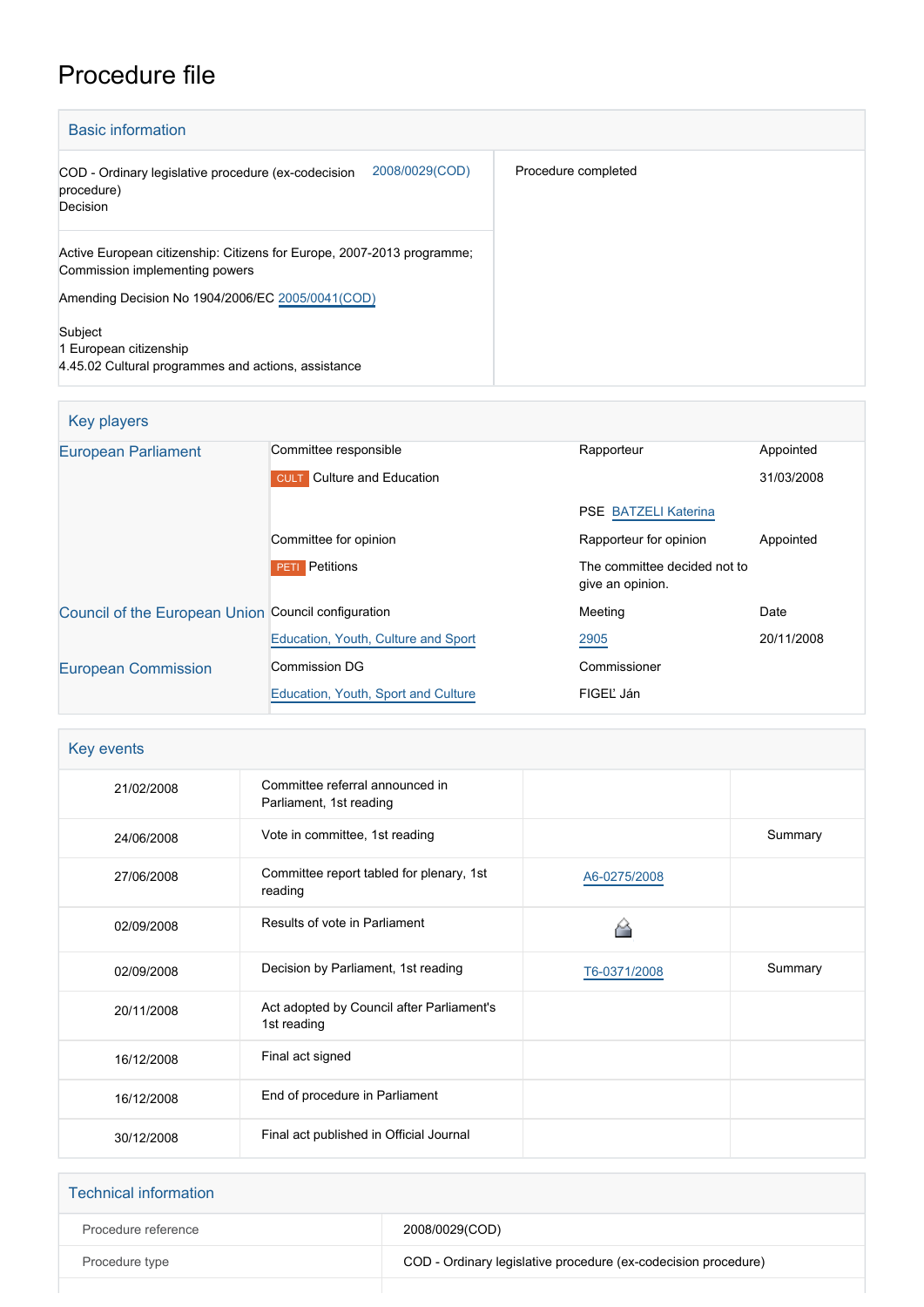# Procedure file

## Basic information

| | |
|---|---|
| COD - Ordinary legislative procedure (ex-codecision procedure) Decision — 2008/0029(COD) | Procedure completed |
| Active European citizenship: Citizens for Europe, 2007-2013 programme; Commission implementing powers<br><br>Amending Decision No 1904/2006/EC 2005/0041(COD)<br><br>Subject<br>1 European citizenship<br>4.45.02 Cultural programmes and actions, assistance | |

## Key players

| | | | |
|---|---|---|---|
| European Parliament | Committee responsible | Rapporteur | Appointed |
| | CULT Culture and Education | | 31/03/2008 |
| | | PSE BATZELI Katerina | |
| | Committee for opinion | Rapporteur for opinion | Appointed |
| | PETI Petitions | The committee decided not to give an opinion. | |
| Council of the European Union | Council configuration | Meeting | Date |
| | Education, Youth, Culture and Sport | 2905 | 20/11/2008 |
| European Commission | Commission DG | Commissioner | |
| | Education, Youth, Sport and Culture | FIGEĽ Ján | |

## Key events

| | | | |
|---|---|---|---|
| 21/02/2008 | Committee referral announced in Parliament, 1st reading | | |
| 24/06/2008 | Vote in committee, 1st reading | | Summary |
| 27/06/2008 | Committee report tabled for plenary, 1st reading | A6-0275/2008 | |
| 02/09/2008 | Results of vote in Parliament | | |
| 02/09/2008 | Decision by Parliament, 1st reading | T6-0371/2008 | Summary |
| 20/11/2008 | Act adopted by Council after Parliament's 1st reading | | |
| 16/12/2008 | Final act signed | | |
| 16/12/2008 | End of procedure in Parliament | | |
| 30/12/2008 | Final act published in Official Journal | | |

## Technical information

| | |
|---|---|
| Procedure reference | 2008/0029(COD) |
| Procedure type | COD - Ordinary legislative procedure (ex-codecision procedure) |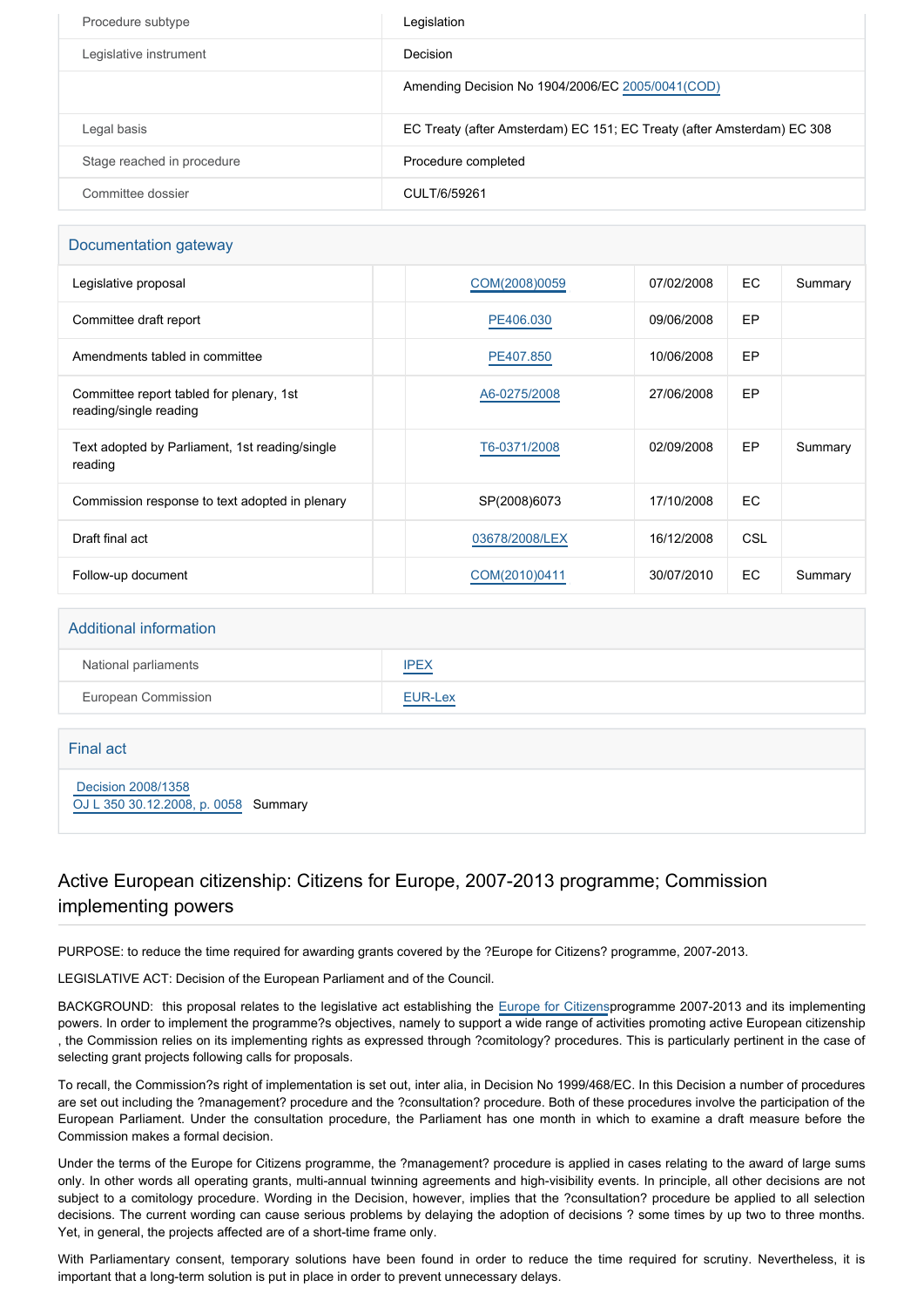| | |
|---|---|
| Procedure subtype | Legislation |
| Legislative instrument | Decision |
| | Amending Decision No 1904/2006/EC 2005/0041(COD) |
| Legal basis | EC Treaty (after Amsterdam) EC 151; EC Treaty (after Amsterdam) EC 308 |
| Stage reached in procedure | Procedure completed |
| Committee dossier | CULT/6/59261 |

## Documentation gateway

| | | | | | |
|---|---|---|---|---|---|
| Legislative proposal | | COM(2008)0059 | 07/02/2008 | EC | Summary |
| Committee draft report | | PE406.030 | 09/06/2008 | EP | |
| Amendments tabled in committee | | PE407.850 | 10/06/2008 | EP | |
| Committee report tabled for plenary, 1st reading/single reading | | A6-0275/2008 | 27/06/2008 | EP | |
| Text adopted by Parliament, 1st reading/single reading | | T6-0371/2008 | 02/09/2008 | EP | Summary |
| Commission response to text adopted in plenary | | SP(2008)6073 | 17/10/2008 | EC | |
| Draft final act | | 03678/2008/LEX | 16/12/2008 | CSL | |
| Follow-up document | | COM(2010)0411 | 30/07/2010 | EC | Summary |

## Additional information

| | |
|---|---|
| National parliaments | IPEX |
| European Commission | EUR-Lex |

## Final act

Decision 2008/1358
OJ L 350 30.12.2008, p. 0058 Summary

# Active European citizenship: Citizens for Europe, 2007-2013 programme; Commission implementing powers

PURPOSE: to reduce the time required for awarding grants covered by the ?Europe for Citizens? programme, 2007-2013.

LEGISLATIVE ACT: Decision of the European Parliament and of the Council.

BACKGROUND: this proposal relates to the legislative act establishing the Europe for Citizensprogramme 2007-2013 and its implementing powers. In order to implement the programme?s objectives, namely to support a wide range of activities promoting active European citizenship , the Commission relies on its implementing rights as expressed through ?comitology? procedures. This is particularly pertinent in the case of selecting grant projects following calls for proposals.

To recall, the Commission?s right of implementation is set out, inter alia, in Decision No 1999/468/EC. In this Decision a number of procedures are set out including the ?management? procedure and the ?consultation? procedure. Both of these procedures involve the participation of the European Parliament. Under the consultation procedure, the Parliament has one month in which to examine a draft measure before the Commission makes a formal decision.

Under the terms of the Europe for Citizens programme, the ?management? procedure is applied in cases relating to the award of large sums only. In other words all operating grants, multi-annual twinning agreements and high-visibility events. In principle, all other decisions are not subject to a comitology procedure. Wording in the Decision, however, implies that the ?consultation? procedure be applied to all selection decisions. The current wording can cause serious problems by delaying the adoption of decisions ? some times by up two to three months. Yet, in general, the projects affected are of a short-time frame only.

With Parliamentary consent, temporary solutions have been found in order to reduce the time required for scrutiny. Nevertheless, it is important that a long-term solution is put in place in order to prevent unnecessary delays.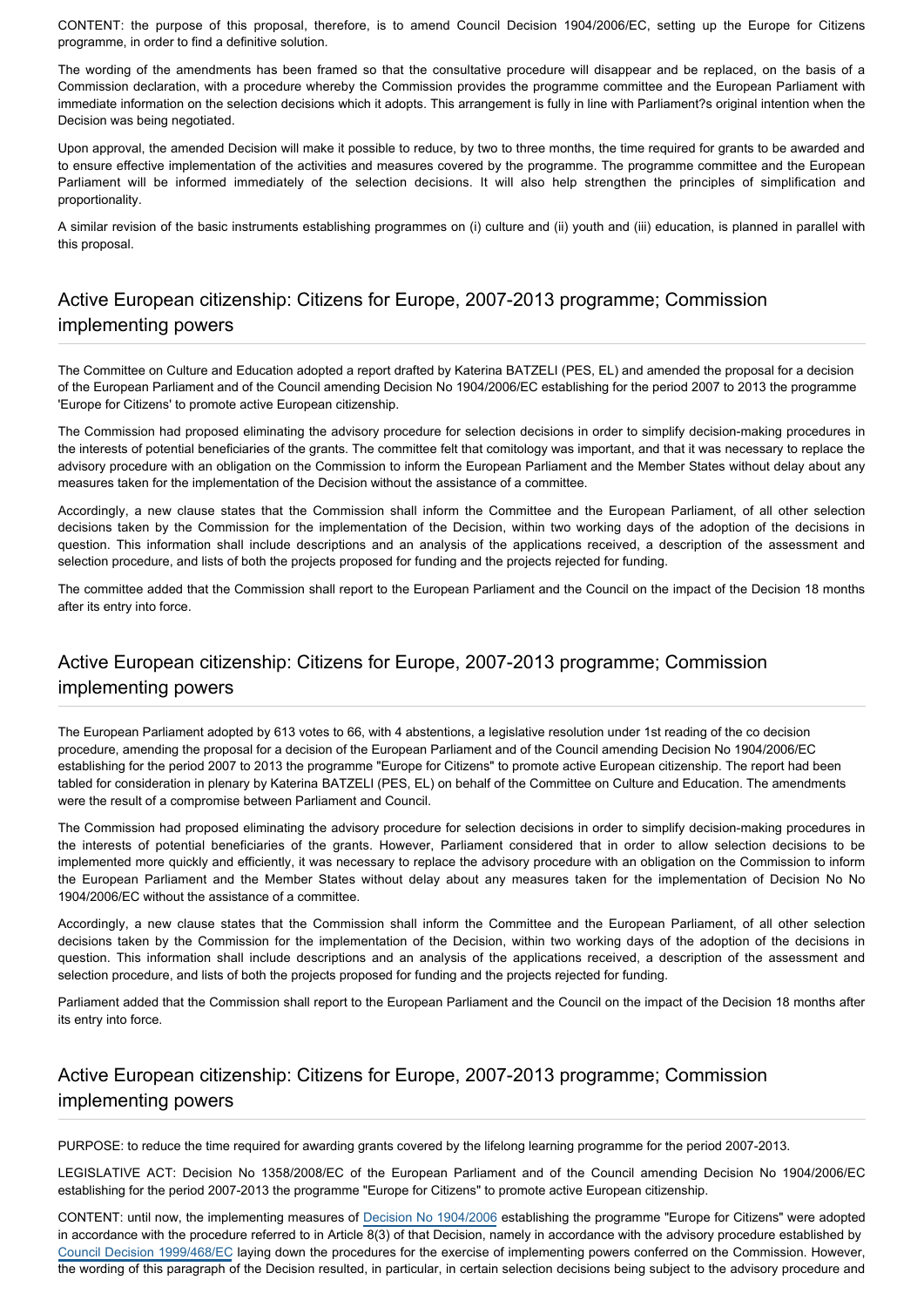CONTENT: the purpose of this proposal, therefore, is to amend Council Decision 1904/2006/EC, setting up the Europe for Citizens programme, in order to find a definitive solution.

The wording of the amendments has been framed so that the consultative procedure will disappear and be replaced, on the basis of a Commission declaration, with a procedure whereby the Commission provides the programme committee and the European Parliament with immediate information on the selection decisions which it adopts. This arrangement is fully in line with Parliament?s original intention when the Decision was being negotiated.

Upon approval, the amended Decision will make it possible to reduce, by two to three months, the time required for grants to be awarded and to ensure effective implementation of the activities and measures covered by the programme. The programme committee and the European Parliament will be informed immediately of the selection decisions. It will also help strengthen the principles of simplification and proportionality.

A similar revision of the basic instruments establishing programmes on (i) culture and (ii) youth and (iii) education, is planned in parallel with this proposal.

## Active European citizenship: Citizens for Europe, 2007-2013 programme; Commission implementing powers

The Committee on Culture and Education adopted a report drafted by Katerina BATZELI (PES, EL) and amended the proposal for a decision of the European Parliament and of the Council amending Decision No 1904/2006/EC establishing for the period 2007 to 2013 the programme 'Europe for Citizens' to promote active European citizenship.

The Commission had proposed eliminating the advisory procedure for selection decisions in order to simplify decision-making procedures in the interests of potential beneficiaries of the grants. The committee felt that comitology was important, and that it was necessary to replace the advisory procedure with an obligation on the Commission to inform the European Parliament and the Member States without delay about any measures taken for the implementation of the Decision without the assistance of a committee.

Accordingly, a new clause states that the Commission shall inform the Committee and the European Parliament, of all other selection decisions taken by the Commission for the implementation of the Decision, within two working days of the adoption of the decisions in question. This information shall include descriptions and an analysis of the applications received, a description of the assessment and selection procedure, and lists of both the projects proposed for funding and the projects rejected for funding.

The committee added that the Commission shall report to the European Parliament and the Council on the impact of the Decision 18 months after its entry into force.

## Active European citizenship: Citizens for Europe, 2007-2013 programme; Commission implementing powers

The European Parliament adopted by 613 votes to 66, with 4 abstentions, a legislative resolution under 1st reading of the co decision procedure, amending the proposal for a decision of the European Parliament and of the Council amending Decision No 1904/2006/EC establishing for the period 2007 to 2013 the programme "Europe for Citizens" to promote active European citizenship. The report had been tabled for consideration in plenary by Katerina BATZELI (PES, EL) on behalf of the Committee on Culture and Education. The amendments were the result of a compromise between Parliament and Council.

The Commission had proposed eliminating the advisory procedure for selection decisions in order to simplify decision-making procedures in the interests of potential beneficiaries of the grants. However, Parliament considered that in order to allow selection decisions to be implemented more quickly and efficiently, it was necessary to replace the advisory procedure with an obligation on the Commission to inform the European Parliament and the Member States without delay about any measures taken for the implementation of Decision No No 1904/2006/EC without the assistance of a committee.

Accordingly, a new clause states that the Commission shall inform the Committee and the European Parliament, of all other selection decisions taken by the Commission for the implementation of the Decision, within two working days of the adoption of the decisions in question. This information shall include descriptions and an analysis of the applications received, a description of the assessment and selection procedure, and lists of both the projects proposed for funding and the projects rejected for funding.

Parliament added that the Commission shall report to the European Parliament and the Council on the impact of the Decision 18 months after its entry into force.

## Active European citizenship: Citizens for Europe, 2007-2013 programme; Commission implementing powers

PURPOSE: to reduce the time required for awarding grants covered by the lifelong learning programme for the period 2007-2013.

LEGISLATIVE ACT: Decision No 1358/2008/EC of the European Parliament and of the Council amending Decision No 1904/2006/EC establishing for the period 2007-2013 the programme "Europe for Citizens" to promote active European citizenship.

CONTENT: until now, the implementing measures of Decision No 1904/2006 establishing the programme "Europe for Citizens" were adopted in accordance with the procedure referred to in Article 8(3) of that Decision, namely in accordance with the advisory procedure established by Council Decision 1999/468/EC laying down the procedures for the exercise of implementing powers conferred on the Commission. However, the wording of this paragraph of the Decision resulted, in particular, in certain selection decisions being subject to the advisory procedure and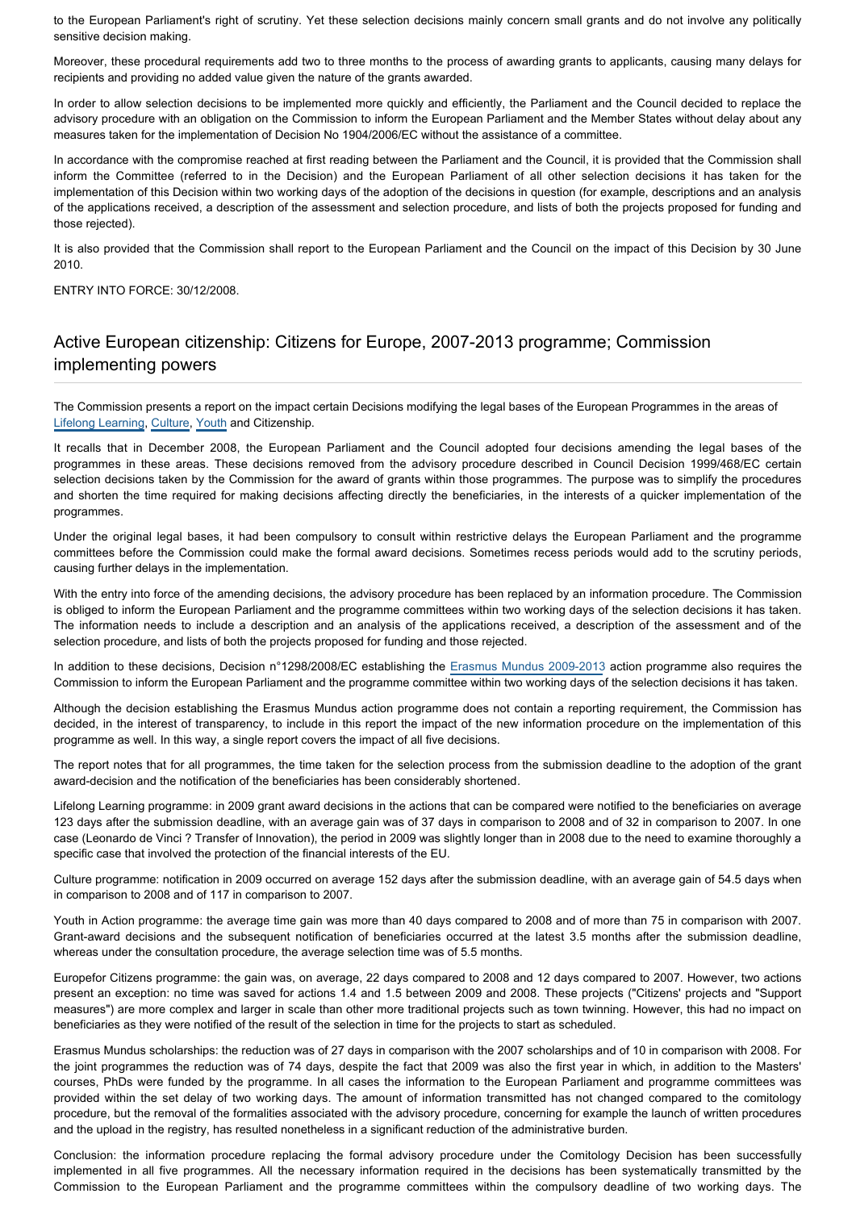to the European Parliament's right of scrutiny. Yet these selection decisions mainly concern small grants and do not involve any politically sensitive decision making.

Moreover, these procedural requirements add two to three months to the process of awarding grants to applicants, causing many delays for recipients and providing no added value given the nature of the grants awarded.

In order to allow selection decisions to be implemented more quickly and efficiently, the Parliament and the Council decided to replace the advisory procedure with an obligation on the Commission to inform the European Parliament and the Member States without delay about any measures taken for the implementation of Decision No 1904/2006/EC without the assistance of a committee.

In accordance with the compromise reached at first reading between the Parliament and the Council, it is provided that the Commission shall inform the Committee (referred to in the Decision) and the European Parliament of all other selection decisions it has taken for the implementation of this Decision within two working days of the adoption of the decisions in question (for example, descriptions and an analysis of the applications received, a description of the assessment and selection procedure, and lists of both the projects proposed for funding and those rejected).

It is also provided that the Commission shall report to the European Parliament and the Council on the impact of this Decision by 30 June 2010.

ENTRY INTO FORCE: 30/12/2008.

## Active European citizenship: Citizens for Europe, 2007-2013 programme; Commission implementing powers

The Commission presents a report on the impact certain Decisions modifying the legal bases of the European Programmes in the areas of Lifelong Learning, Culture, Youth and Citizenship.

It recalls that in December 2008, the European Parliament and the Council adopted four decisions amending the legal bases of the programmes in these areas. These decisions removed from the advisory procedure described in Council Decision 1999/468/EC certain selection decisions taken by the Commission for the award of grants within those programmes. The purpose was to simplify the procedures and shorten the time required for making decisions affecting directly the beneficiaries, in the interests of a quicker implementation of the programmes.

Under the original legal bases, it had been compulsory to consult within restrictive delays the European Parliament and the programme committees before the Commission could make the formal award decisions. Sometimes recess periods would add to the scrutiny periods, causing further delays in the implementation.

With the entry into force of the amending decisions, the advisory procedure has been replaced by an information procedure. The Commission is obliged to inform the European Parliament and the programme committees within two working days of the selection decisions it has taken. The information needs to include a description and an analysis of the applications received, a description of the assessment and of the selection procedure, and lists of both the projects proposed for funding and those rejected.

In addition to these decisions, Decision n°1298/2008/EC establishing the Erasmus Mundus 2009-2013 action programme also requires the Commission to inform the European Parliament and the programme committee within two working days of the selection decisions it has taken.

Although the decision establishing the Erasmus Mundus action programme does not contain a reporting requirement, the Commission has decided, in the interest of transparency, to include in this report the impact of the new information procedure on the implementation of this programme as well. In this way, a single report covers the impact of all five decisions.

The report notes that for all programmes, the time taken for the selection process from the submission deadline to the adoption of the grant award-decision and the notification of the beneficiaries has been considerably shortened.

Lifelong Learning programme: in 2009 grant award decisions in the actions that can be compared were notified to the beneficiaries on average 123 days after the submission deadline, with an average gain was of 37 days in comparison to 2008 and of 32 in comparison to 2007. In one case (Leonardo de Vinci ? Transfer of Innovation), the period in 2009 was slightly longer than in 2008 due to the need to examine thoroughly a specific case that involved the protection of the financial interests of the EU.

Culture programme: notification in 2009 occurred on average 152 days after the submission deadline, with an average gain of 54.5 days when in comparison to 2008 and of 117 in comparison to 2007.

Youth in Action programme: the average time gain was more than 40 days compared to 2008 and of more than 75 in comparison with 2007. Grant-award decisions and the subsequent notification of beneficiaries occurred at the latest 3.5 months after the submission deadline, whereas under the consultation procedure, the average selection time was of 5.5 months.

Europefor Citizens programme: the gain was, on average, 22 days compared to 2008 and 12 days compared to 2007. However, two actions present an exception: no time was saved for actions 1.4 and 1.5 between 2009 and 2008. These projects ("Citizens' projects and "Support measures") are more complex and larger in scale than other more traditional projects such as town twinning. However, this had no impact on beneficiaries as they were notified of the result of the selection in time for the projects to start as scheduled.

Erasmus Mundus scholarships: the reduction was of 27 days in comparison with the 2007 scholarships and of 10 in comparison with 2008. For the joint programmes the reduction was of 74 days, despite the fact that 2009 was also the first year in which, in addition to the Masters' courses, PhDs were funded by the programme. In all cases the information to the European Parliament and programme committees was provided within the set delay of two working days. The amount of information transmitted has not changed compared to the comitology procedure, but the removal of the formalities associated with the advisory procedure, concerning for example the launch of written procedures and the upload in the registry, has resulted nonetheless in a significant reduction of the administrative burden.

Conclusion: the information procedure replacing the formal advisory procedure under the Comitology Decision has been successfully implemented in all five programmes. All the necessary information required in the decisions has been systematically transmitted by the Commission to the European Parliament and the programme committees within the compulsory deadline of two working days. The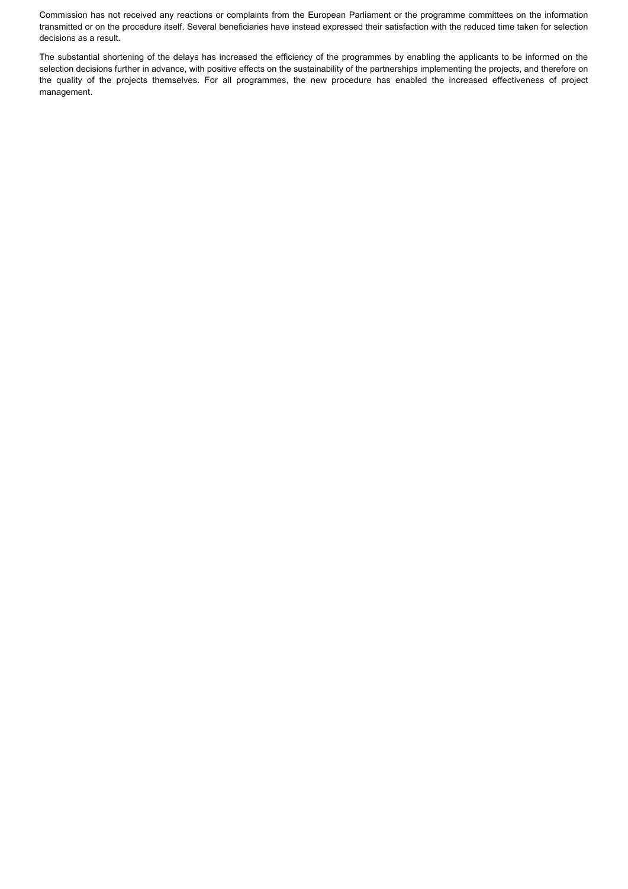Commission has not received any reactions or complaints from the European Parliament or the programme committees on the information transmitted or on the procedure itself. Several beneficiaries have instead expressed their satisfaction with the reduced time taken for selection decisions as a result.

The substantial shortening of the delays has increased the efficiency of the programmes by enabling the applicants to be informed on the selection decisions further in advance, with positive effects on the sustainability of the partnerships implementing the projects, and therefore on the quality of the projects themselves. For all programmes, the new procedure has enabled the increased effectiveness of project management.